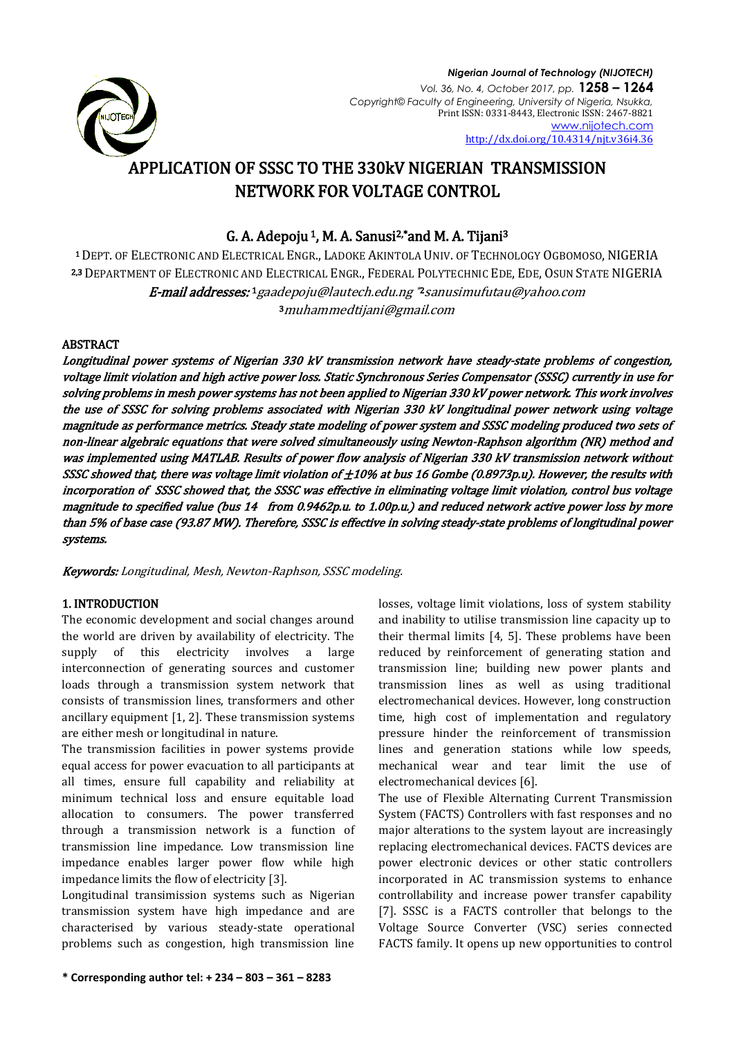# APPLICATION OF SSSC TO THE 330kV NIGERIAN TRANSMISSION NETWORK FOR VOLTAGE CONTROL

**G. A. Adepoju [1], M. A. Sanusi [2,\*] and M. A. Tijani [3]**

[1] DEPT. OF ELECTRONIC AND ELECTRICAL ENGR., LADOKE AKINTOLA UNIV. OF TECHNOLOGY OGBOMOSO, NIGERIA
[2,3] DEPARTMENT OF ELECTRONIC AND ELECTRICAL ENGR., FEDERAL POLYTECHNIC EDE, EDE, OSUN STATE NIGERIA

*E-mail addresses:* [1]gaadepoju@lautech.edu.ng [\*2]sanusimufutau@yahoo.com [3]muhammedtijani@gmail.com

## ABSTRACT

*Longitudinal power systems of Nigerian 330 kV transmission network have steady-state problems of congestion, voltage limit violation and high active power loss. Static Synchronous Series Compensator (SSSC) currently in use for solving problems in mesh power systems has not been applied to Nigerian 330 kV power network. This work involves the use of SSSC for solving problems associated with Nigerian 330 kV longitudinal power network using voltage magnitude as performance metrics. Steady state modeling of power system and SSSC modeling produced two sets of non-linear algebraic equations that were solved simultaneously using Newton-Raphson algorithm (NR) method and was implemented using MATLAB. Results of power flow analysis of Nigerian 330 kV transmission network without SSSC showed that, there was voltage limit violation of ±10% at bus 16 Gombe (0.8973p.u). However, the results with incorporation of SSSC showed that, the SSSC was effective in eliminating voltage limit violation, control bus voltage magnitude to specified value (bus 14 from 0.9462p.u. to 1.00p.u.) and reduced network active power loss by more than 5% of base case (93.87 MW). Therefore, SSSC is effective in solving steady-state problems of longitudinal power systems.*

*Keywords:* Longitudinal, Mesh, Newton-Raphson, SSSC modeling.

## 1. INTRODUCTION

The economic development and social changes around the world are driven by availability of electricity. The supply of this electricity involves a large interconnection of generating sources and customer loads through a transmission system network that consists of transmission lines, transformers and other ancillary equipment [1, 2]. These transmission systems are either mesh or longitudinal in nature.

The transmission facilities in power systems provide equal access for power evacuation to all participants at all times, ensure full capability and reliability at minimum technical loss and ensure equitable load allocation to consumers. The power transferred through a transmission network is a function of transmission line impedance. Low transmission line impedance enables larger power flow while high impedance limits the flow of electricity [3].

Longitudinal transimission systems such as Nigerian transmission system have high impedance and are characterised by various steady-state operational problems such as congestion, high transmission line losses, voltage limit violations, loss of system stability and inability to utilise transmission line capacity up to their thermal limits [4, 5]. These problems have been reduced by reinforcement of generating station and transmission line; building new power plants and transmission lines as well as using traditional electromechanical devices. However, long construction time, high cost of implementation and regulatory pressure hinder the reinforcement of transmission lines and generation stations while low speeds, mechanical wear and tear limit the use of electromechanical devices [6].

The use of Flexible Alternating Current Transmission System (FACTS) Controllers with fast responses and no major alterations to the system layout are increasingly replacing electromechanical devices. FACTS devices are power electronic devices or other static controllers incorporated in AC transmission systems to enhance controllability and increase power transfer capability [7]. SSSC is a FACTS controller that belongs to the Voltage Source Converter (VSC) series connected FACTS family. It opens up new opportunities to control

\* Corresponding author tel: + 234 – 803 – 361 – 8283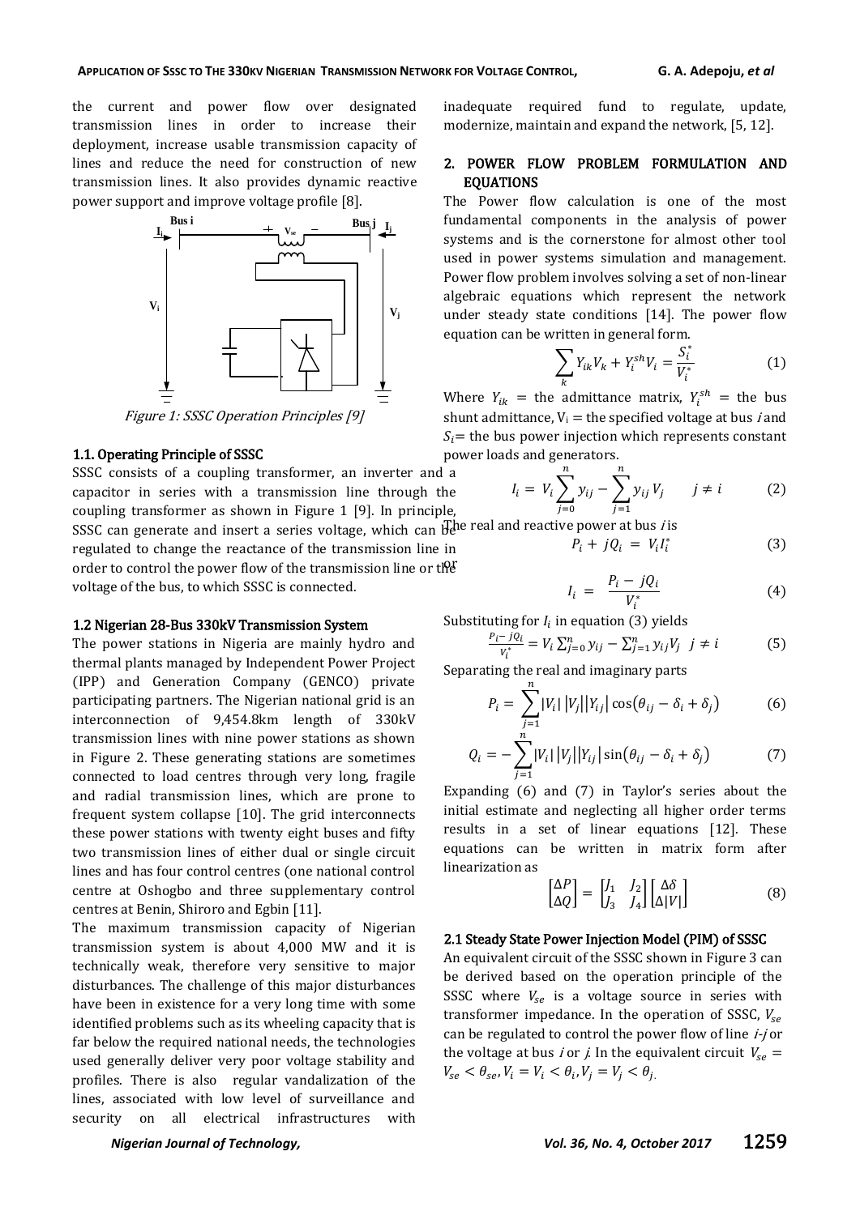the current and power flow over designated transmission lines in order to increase their deployment, increase usable transmission capacity of lines and reduce the need for construction of new transmission lines. It also provides dynamic reactive power support and improve voltage profile [8].

*Figure 1: SSSC Operation Principles [9]*

### 1.1. Operating Principle of SSSC

SSSC consists of a coupling transformer, an inverter and a capacitor in series with a transmission line through the coupling transformer as shown in Figure 1 [9]. In principle, SSSC can generate and insert a series voltage, which can be regulated to change the reactance of the transmission line in order to control the power flow of the transmission line or the voltage of the bus, to which SSSC is connected.

### 1.2 Nigerian 28-Bus 330kV Transmission System

The power stations in Nigeria are mainly hydro and thermal plants managed by Independent Power Project (IPP) and Generation Company (GENCO) private participating partners. The Nigerian national grid is an interconnection of 9,454.8km length of 330kV transmission lines with nine power stations as shown in Figure 2. These generating stations are sometimes connected to load centres through very long, fragile and radial transmission lines, which are prone to frequent system collapse [10]. The grid interconnects these power stations with twenty eight buses and fifty two transmission lines of either dual or single circuit lines and has four control centres (one national control centre at Oshogbo and three supplementary control centres at Benin, Shiroro and Egbin [11].

The maximum transmission capacity of Nigerian transmission system is about 4,000 MW and it is technically weak, therefore very sensitive to major disturbances. The challenge of this major disturbances have been in existence for a very long time with some identified problems such as its wheeling capacity that is far below the required national needs, the technologies used generally deliver very poor voltage stability and profiles. There is also regular vandalization of the lines, associated with low level of surveillance and security on all electrical infrastructures with inadequate required fund to regulate, update, modernize, maintain and expand the network, [5, 12].

## 2. POWER FLOW PROBLEM FORMULATION AND EQUATIONS

The Power flow calculation is one of the most fundamental components in the analysis of power systems and is the cornerstone for almost other tool used in power systems simulation and management. Power flow problem involves solving a set of non-linear algebraic equations which represent the network under steady state conditions [14]. The power flow equation can be written in general form.

$$\sum_{k} Y_{ik} V_k + Y_i^{sh} V_i = \frac{S_i^*}{V_i^*} \tag{1}$$

Where $Y_{ik}$ = the admittance matrix, $Y_i^{sh}$ = the bus shunt admittance, $V_i$ = the specified voltage at bus *i* and $S_i$= the bus power injection which represents constant power loads and generators.

$$I_i = V_i \sum_{j=0}^{n} y_{ij} - \sum_{j=1}^{n} y_{ij} V_j \qquad j \neq i \tag{2}$$

The real and reactive power at bus *i* is

$$P_i + jQ_i = V_i I_i^* \tag{3}$$

or

$$I_i = \frac{P_i - jQ_i}{V_i^*} \tag{4}$$

Substituting for $I_i$ in equation (3) yields

$$\frac{P_i - jQ_i}{V_i^*} = V_i \sum_{j=0}^{n} y_{ij} - \sum_{j=1}^{n} y_{ij} V_j \quad j \neq i \tag{5}$$

Separating the real and imaginary parts

$$P_i = \sum_{j=1}^{n} |V_i| \, |V_j| |Y_{ij}| \cos(\theta_{ij} - \delta_i + \delta_j) \tag{6}$$

$$Q_i = -\sum_{j=1}^{n} |V_i| \, |V_j| |Y_{ij}| \sin(\theta_{ij} - \delta_i + \delta_j) \tag{7}$$

Expanding (6) and (7) in Taylor's series about the initial estimate and neglecting all higher order terms results in a set of linear equations [12]. These equations can be written in matrix form after linearization as

$$\begin{bmatrix} \Delta P \\ \Delta Q \end{bmatrix} = \begin{bmatrix} J_1 & J_2 \\ J_3 & J_4 \end{bmatrix} \begin{bmatrix} \Delta\delta \\ \Delta|V| \end{bmatrix} \tag{8}$$

### 2.1 Steady State Power Injection Model (PIM) of SSSC

An equivalent circuit of the SSSC shown in Figure 3 can be derived based on the operation principle of the SSSC where $V_{se}$ is a voltage source in series with transformer impedance. In the operation of SSSC, $V_{se}$ can be regulated to control the power flow of line *i*-*j* or the voltage at bus *i* or *j*. In the equivalent circuit $V_{se} = V_{se} < \theta_{se}, V_i = V_i < \theta_i, V_j = V_j < \theta_j$.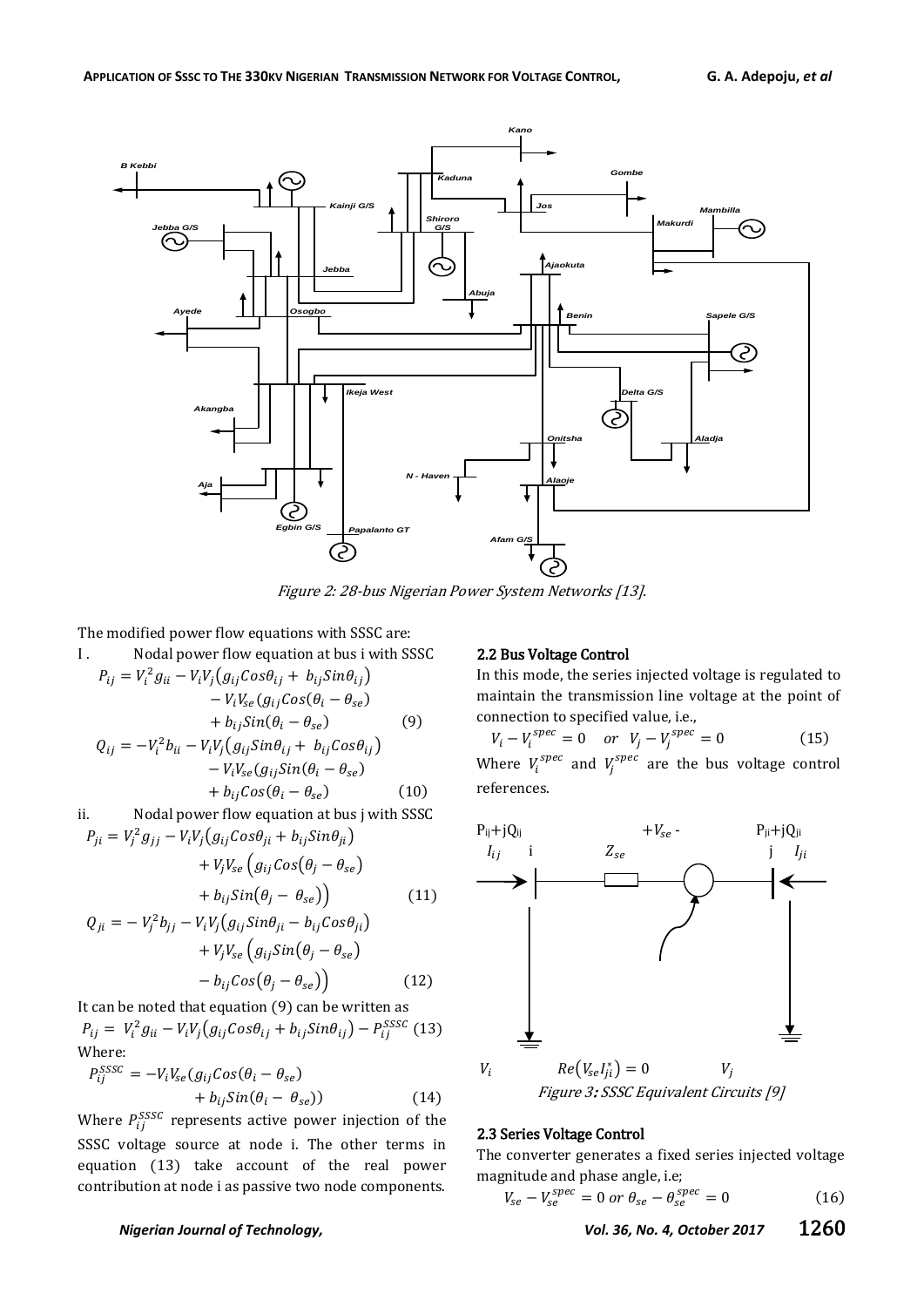Figure 2: 28-bus Nigerian Power System Networks [13].

The modified power flow equations with SSSC are:

I. Nodal power flow equation at bus i with SSSC

$$P_{ij} = V_i^2 g_{ii} - V_i V_j \left(g_{ij} Cos\theta_{ij} + b_{ij} Sin\theta_{ij}\right) - V_i V_{se}\left(g_{ij} Cos(\theta_i - \theta_{se}) + b_{ij} Sin(\theta_i - \theta_{se})\right) \quad (9)$$

$$Q_{ij} = -V_i^2 b_{ii} - V_i V_j \left(g_{ij} Sin\theta_{ij} + b_{ij} Cos\theta_{ij}\right) - V_i V_{se}\left(g_{ij} Sin(\theta_i - \theta_{se}) + b_{ij} Cos(\theta_i - \theta_{se})\right) \quad (10)$$

ii. Nodal power flow equation at bus j with SSSC

$$P_{ji} = V_j^2 g_{jj} - V_i V_j \left(g_{ij} Cos\theta_{ji} + b_{ij} Sin\theta_{ji}\right) + V_j V_{se}\left(g_{ij} Cos\left(\theta_j - \theta_{se}\right) + b_{ij} Sin\left(\theta_j - \theta_{se}\right)\right) \quad (11)$$

$$Q_{ji} = -V_j^2 b_{jj} - V_i V_j \left(g_{ij} Sin\theta_{ji} - b_{ij} Cos\theta_{ji}\right) + V_j V_{se}\left(g_{ij} Sin\left(\theta_j - \theta_{se}\right) - b_{ij} Cos\left(\theta_j - \theta_{se}\right)\right) \quad (12)$$

It can be noted that equation (9) can be written as

$$P_{ij} = V_i^2 g_{ii} - V_i V_j \left(g_{ij} Cos\theta_{ij} + b_{ij} Sin\theta_{ij}\right) - P_{ij}^{SSSC} \quad (13)$$

Where:

$$P_{ij}^{SSSC} = -V_i V_{se}\left(g_{ij} Cos(\theta_i - \theta_{se}) + b_{ij} Sin(\theta_i - \theta_{se})\right) \quad (14)$$

Where $P_{ij}^{SSSC}$ represents active power injection of the SSSC voltage source at node i. The other terms in equation (13) take account of the real power contribution at node i as passive two node components.

### 2.2 Bus Voltage Control

In this mode, the series injected voltage is regulated to maintain the transmission line voltage at the point of connection to specified value, i.e.,

$$V_i - V_i^{spec} = 0 \quad or \quad V_j - V_j^{spec} = 0 \quad (15)$$

Where $V_i^{spec}$ and $V_j^{spec}$ are the bus voltage control references.

$Re\left(V_{se} I_{ji}^*\right) = 0$

Figure 3: SSSC Equivalent Circuits [9]

### 2.3 Series Voltage Control

The converter generates a fixed series injected voltage magnitude and phase angle, i.e;

$$V_{se} - V_{se}^{spec} = 0 \ or \ \theta_{se} - \theta_{se}^{spec} = 0 \quad (16)$$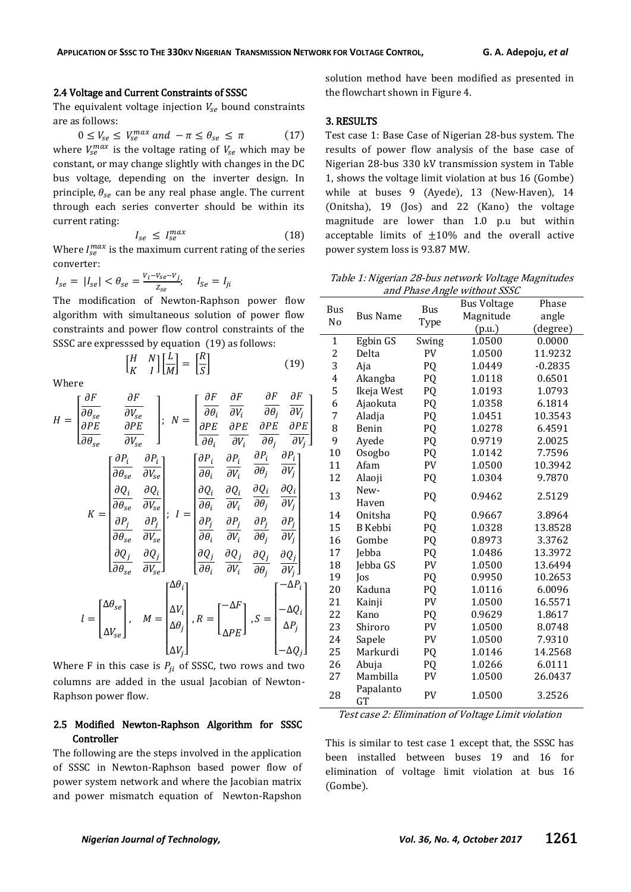### 2.4 Voltage and Current Constraints of SSSC

The equivalent voltage injection $V_{se}$ bound constraints are as follows:

$$0 \leq V_{se} \leq V_{se}^{max} \text{ and } -\pi \leq \theta_{se} \leq \pi \tag{17}$$

where $V_{se}^{max}$ is the voltage rating of $V_{se}$ which may be constant, or may change slightly with changes in the DC bus voltage, depending on the inverter design. In principle, $\theta_{se}$ can be any real phase angle. The current through each series converter should be within its current rating:

$$I_{se} \leq I_{se}^{max} \tag{18}$$

Where $I_{se}^{max}$ is the maximum current rating of the series converter:

$$I_{se} = |I_{se}| < \theta_{se} = \frac{V_i - V_{se} - V_j}{Z_{se}}; \quad I_{se} = I_{ji}$$

The modification of Newton-Raphson power flow algorithm with simultaneous solution of power flow constraints and power flow control constraints of the SSSC are expresssed by equation (19) as follows:

$$\begin{bmatrix} H & N \\ K & I \end{bmatrix} \begin{bmatrix} L \\ M \end{bmatrix} = \begin{bmatrix} R \\ S \end{bmatrix} \tag{19}$$

Where

$$H = \begin{bmatrix} \frac{\partial F}{\partial \theta_{se}} & \frac{\partial F}{\partial V_{se}} \\ \frac{\partial PE}{\partial \theta_{se}} & \frac{\partial PE}{\partial V_{se}} \end{bmatrix}; \; N = \begin{bmatrix} \frac{\partial F}{\partial \theta_i} & \frac{\partial F}{\partial V_i} & \frac{\partial F}{\partial \theta_j} & \frac{\partial F}{\partial V_j} \\ \frac{\partial PE}{\partial \theta_i} & \frac{\partial PE}{\partial V_i} & \frac{\partial PE}{\partial \theta_j} & \frac{\partial PE}{\partial V_j} \end{bmatrix}$$

$$K = \begin{bmatrix} \frac{\partial P_i}{\partial \theta_{se}} & \frac{\partial P_i}{\partial V_{se}} \\ \frac{\partial Q_i}{\partial \theta_{se}} & \frac{\partial Q_i}{\partial V_{se}} \\ \frac{\partial P_j}{\partial \theta_{se}} & \frac{\partial P_j}{\partial V_{se}} \\ \frac{\partial Q_j}{\partial \theta_{se}} & \frac{\partial Q_j}{\partial V_{se}} \end{bmatrix}; \; I = \begin{bmatrix} \frac{\partial P_i}{\partial \theta_i} & \frac{\partial P_i}{\partial V_i} & \frac{\partial P_i}{\partial \theta_j} & \frac{\partial P_i}{\partial V_j} \\ \frac{\partial Q_i}{\partial \theta_i} & \frac{\partial Q_i}{\partial V_i} & \frac{\partial Q_i}{\partial \theta_j} & \frac{\partial Q_i}{\partial V_j} \\ \frac{\partial P_j}{\partial \theta_i} & \frac{\partial P_j}{\partial V_i} & \frac{\partial P_j}{\partial \theta_j} & \frac{\partial P_j}{\partial V_j} \\ \frac{\partial Q_j}{\partial \theta_i} & \frac{\partial Q_j}{\partial V_i} & \frac{\partial Q_j}{\partial \theta_j} & \frac{\partial Q_j}{\partial V_j} \end{bmatrix}$$

$$l = \begin{bmatrix} \Delta\theta_{se} \\ \Delta V_{se} \end{bmatrix}, \quad M = \begin{bmatrix} \Delta\theta_i \\ \Delta V_i \\ \Delta\theta_j \\ \Delta V_j \end{bmatrix}, R = \begin{bmatrix} -\Delta F \\ \Delta PE \end{bmatrix}, S = \begin{bmatrix} -\Delta P_i \\ -\Delta Q_i \\ \Delta P_j \\ -\Delta Q_j \end{bmatrix}$$

Where F in this case is $P_{ji}$ of SSSC, two rows and two columns are added in the usual Jacobian of Newton-Raphson power flow.

### 2.5 Modified Newton-Raphson Algorithm for SSSC Controller

The following are the steps involved in the application of SSSC in Newton-Raphson based power flow of power system network and where the Jacobian matrix and power mismatch equation of Newton-Rapshon solution method have been modified as presented in the flowchart shown in Figure 4.

## 3. RESULTS

Test case 1: Base Case of Nigerian 28-bus system. The results of power flow analysis of the base case of Nigerian 28-bus 330 kV transmission system in Table 1, shows the voltage limit violation at bus 16 (Gombe) while at buses 9 (Ayede), 13 (New-Haven), 14 (Onitsha), 19 (Jos) and 22 (Kano) the voltage magnitude are lower than 1.0 p.u but within acceptable limits of ±10% and the overall active power system loss is 93.87 MW.

*Table 1: Nigerian 28-bus network Voltage Magnitudes and Phase Angle without SSSC*

| Bus No | Bus Name | Bus Type | Bus Voltage Magnitude (p.u.) | Phase angle (degree) |
|---|---|---|---|---|
| 1 | Egbin GS | Swing | 1.0500 | 0.0000 |
| 2 | Delta | PV | 1.0500 | 11.9232 |
| 3 | Aja | PQ | 1.0449 | -0.2835 |
| 4 | Akangba | PQ | 1.0118 | 0.6501 |
| 5 | Ikeja West | PQ | 1.0193 | 1.0793 |
| 6 | Ajaokuta | PQ | 1.0358 | 6.1814 |
| 7 | Aladja | PQ | 1.0451 | 10.3543 |
| 8 | Benin | PQ | 1.0278 | 6.4591 |
| 9 | Ayede | PQ | 0.9719 | 2.0025 |
| 10 | Osogbo | PQ | 1.0142 | 7.7596 |
| 11 | Afam | PV | 1.0500 | 10.3942 |
| 12 | Alaoji | PQ | 1.0304 | 9.7870 |
| 13 | New-Haven | PQ | 0.9462 | 2.5129 |
| 14 | Onitsha | PQ | 0.9667 | 3.8964 |
| 15 | B Kebbi | PQ | 1.0328 | 13.8528 |
| 16 | Gombe | PQ | 0.8973 | 3.3762 |
| 17 | Jebba | PQ | 1.0486 | 13.3972 |
| 18 | Jebba GS | PV | 1.0500 | 13.6494 |
| 19 | Jos | PQ | 0.9950 | 10.2653 |
| 20 | Kaduna | PQ | 1.0116 | 6.0096 |
| 21 | Kainji | PV | 1.0500 | 16.5571 |
| 22 | Kano | PQ | 0.9629 | 1.8617 |
| 23 | Shiroro | PV | 1.0500 | 8.0748 |
| 24 | Sapele | PV | 1.0500 | 7.9310 |
| 25 | Markurdi | PQ | 1.0146 | 14.2568 |
| 26 | Abuja | PQ | 1.0266 | 6.0111 |
| 27 | Mambilla | PV | 1.0500 | 26.0437 |
| 28 | Papalanto GT | PV | 1.0500 | 3.2526 |

*Test case 2: Elimination of Voltage Limit violation*

This is similar to test case 1 except that, the SSSC has been installed between buses 19 and 16 for elimination of voltage limit violation at bus 16 (Gombe).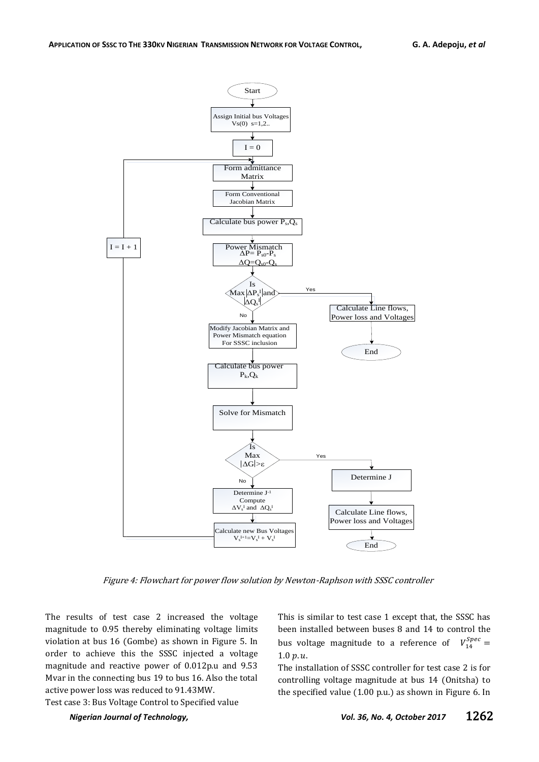Figure 4: Flowchart for power flow solution by Newton-Raphson with SSSC controller

The results of test case 2 increased the voltage magnitude to 0.95 thereby eliminating voltage limits violation at bus 16 (Gombe) as shown in Figure 5. In order to achieve this the SSSC injected a voltage magnitude and reactive power of 0.012p.u and 9.53 Mvar in the connecting bus 19 to bus 16. Also the total active power loss was reduced to 91.43MW.

Test case 3: Bus Voltage Control to Specified value

This is similar to test case 1 except that, the SSSC has been installed between buses 8 and 14 to control the bus voltage magnitude to a reference of $V_{14}^{Spec} = 1.0\ p.u.$

The installation of SSSC controller for test case 2 is for controlling voltage magnitude at bus 14 (Onitsha) to the specified value (1.00 p.u.) as shown in Figure 6. In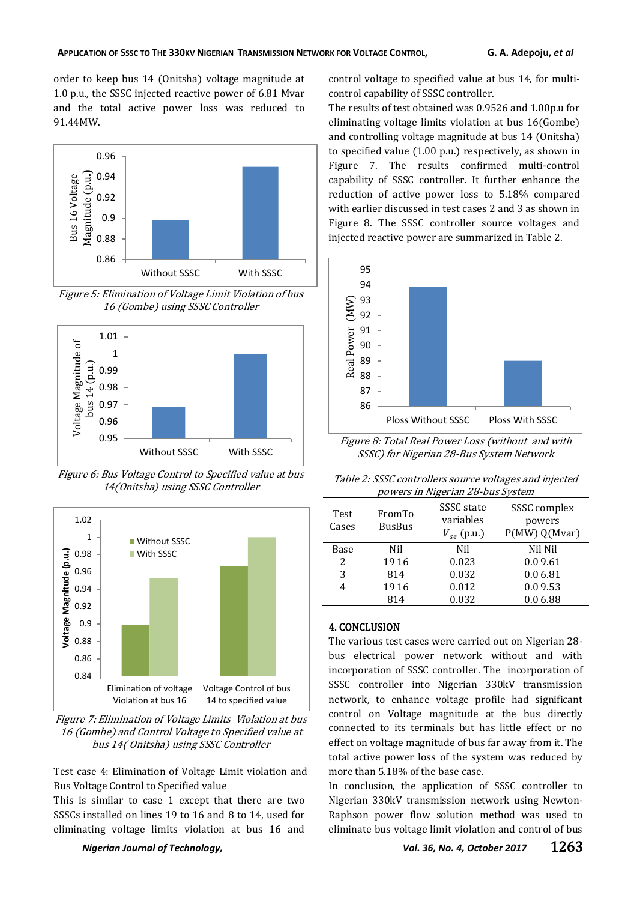order to keep bus 14 (Onitsha) voltage magnitude at 1.0 p.u., the SSSC injected reactive power of 6.81 Mvar and the total active power loss was reduced to 91.44MW.

*Figure 5: Elimination of Voltage Limit Violation of bus 16 (Gombe) using SSSC Controller*

*Figure 6: Bus Voltage Control to Specified value at bus 14(Onitsha) using SSSC Controller*

*Figure 7: Elimination of Voltage Limits Violation at bus 16 (Gombe) and Control Voltage to Specified value at bus 14( Onitsha) using SSSC Controller*

Test case 4: Elimination of Voltage Limit violation and Bus Voltage Control to Specified value

This is similar to case 1 except that there are two SSSCs installed on lines 19 to 16 and 8 to 14, used for eliminating voltage limits violation at bus 16 and control voltage to specified value at bus 14, for multi-control capability of SSSC controller.

The results of test obtained was 0.9526 and 1.00p.u for eliminating voltage limits violation at bus 16(Gombe) and controlling voltage magnitude at bus 14 (Onitsha) to specified value (1.00 p.u.) respectively, as shown in Figure 7. The results confirmed multi-control capability of SSSC controller. It further enhance the reduction of active power loss to 5.18% compared with earlier discussed in test cases 2 and 3 as shown in Figure 8. The SSSC controller source voltages and injected reactive power are summarized in Table 2.

*Figure 8: Total Real Power Loss (without and with SSSC) for Nigerian 28-Bus System Network*

*Table 2: SSSC controllers source voltages and injected powers in Nigerian 28-bus System*

| Test Cases | FromTo BusBus | SSSC state variables $V_{se}$ (p.u.) | SSSC complex powers P(MW) Q(Mvar) |
|---|---|---|---|
| Base | Nil | Nil | Nil Nil |
| 2 | 19 16 | 0.023 | 0.0 9.61 |
| 3 | 8 14 | 0.032 | 0.0 6.81 |
| 4 | 19 16 | 0.012 | 0.0 9.53 |
| | 8 14 | 0.032 | 0.0 6.88 |

## 4. CONCLUSION

The various test cases were carried out on Nigerian 28-bus electrical power network without and with incorporation of SSSC controller. The incorporation of SSSC controller into Nigerian 330kV transmission network, to enhance voltage profile had significant control on Voltage magnitude at the bus directly connected to its terminals but has little effect or no effect on voltage magnitude of bus far away from it. The total active power loss of the system was reduced by more than 5.18% of the base case.

In conclusion, the application of SSSC controller to Nigerian 330kV transmission network using Newton-Raphson power flow solution method was used to eliminate bus voltage limit violation and control of bus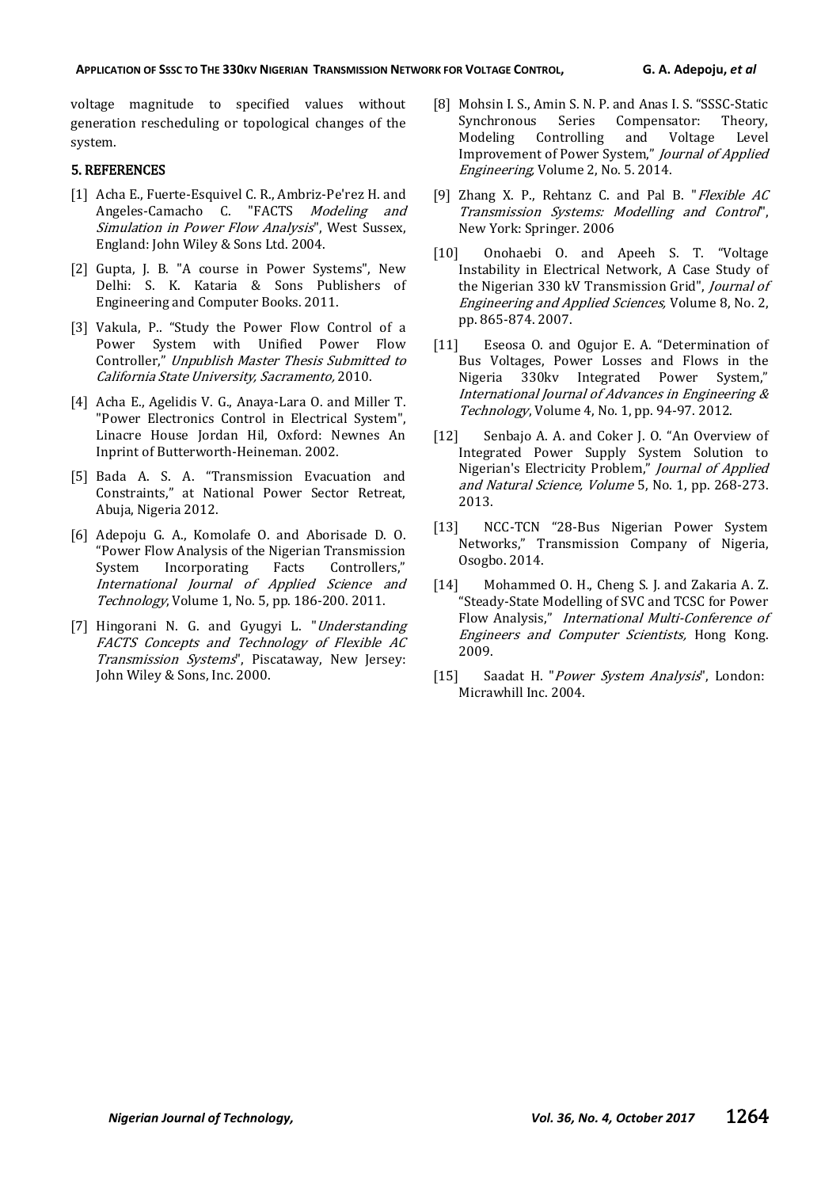voltage magnitude to specified values without generation rescheduling or topological changes of the system.

## 5. REFERENCES

[1] Acha E., Fuerte-Esquivel C. R., Ambriz-Pe'rez H. and Angeles-Camacho C. "FACTS *Modeling and Simulation in Power Flow Analysis*", West Sussex, England: John Wiley & Sons Ltd. 2004.

[2] Gupta, J. B. "A course in Power Systems", New Delhi: S. K. Kataria & Sons Publishers of Engineering and Computer Books. 2011.

[3] Vakula, P.. "Study the Power Flow Control of a Power System with Unified Power Flow Controller," *Unpublish Master Thesis Submitted to California State University, Sacramento,* 2010.

[4] Acha E., Agelidis V. G., Anaya-Lara O. and Miller T. "Power Electronics Control in Electrical System", Linacre House Jordan Hil, Oxford: Newnes An Inprint of Butterworth-Heineman. 2002.

[5] Bada A. S. A. "Transmission Evacuation and Constraints," at National Power Sector Retreat, Abuja, Nigeria 2012.

[6] Adepoju G. A., Komolafe O. and Aborisade D. O. "Power Flow Analysis of the Nigerian Transmission System Incorporating Facts Controllers," *International Journal of Applied Science and Technology*, Volume 1, No. 5, pp. 186-200. 2011.

[7] Hingorani N. G. and Gyugyi L. "*Understanding FACTS Concepts and Technology of Flexible AC Transmission Systems*", Piscataway, New Jersey: John Wiley & Sons, Inc. 2000.

[8] Mohsin I. S., Amin S. N. P. and Anas I. S. "SSSC-Static Synchronous Series Compensator: Theory, Modeling Controlling and Voltage Level Improvement of Power System," *Journal of Applied Engineering*, Volume 2, No. 5. 2014.

[9] Zhang X. P., Rehtanz C. and Pal B. "*Flexible AC Transmission Systems: Modelling and Control*", New York: Springer. 2006

[10] Onohaebi O. and Apeeh S. T. "Voltage Instability in Electrical Network, A Case Study of the Nigerian 330 kV Transmission Grid", *Journal of Engineering and Applied Sciences,* Volume 8, No. 2, pp. 865-874. 2007.

[11] Eseosa O. and Ogujor E. A. "Determination of Bus Voltages, Power Losses and Flows in the Nigeria 330kv Integrated Power System," *International Journal of Advances in Engineering & Technology*, Volume 4, No. 1, pp. 94-97. 2012.

[12] Senbajo A. A. and Coker J. O. "An Overview of Integrated Power Supply System Solution to Nigerian's Electricity Problem," *Journal of Applied and Natural Science, Volume* 5, No. 1, pp. 268-273. 2013.

[13] NCC-TCN "28-Bus Nigerian Power System Networks," Transmission Company of Nigeria, Osogbo. 2014.

[14] Mohammed O. H., Cheng S. J. and Zakaria A. Z. "Steady-State Modelling of SVC and TCSC for Power Flow Analysis," *International Multi-Conference of Engineers and Computer Scientists,* Hong Kong. 2009.

[15] Saadat H. "*Power System Analysis*", London: Micrawhill Inc. 2004.